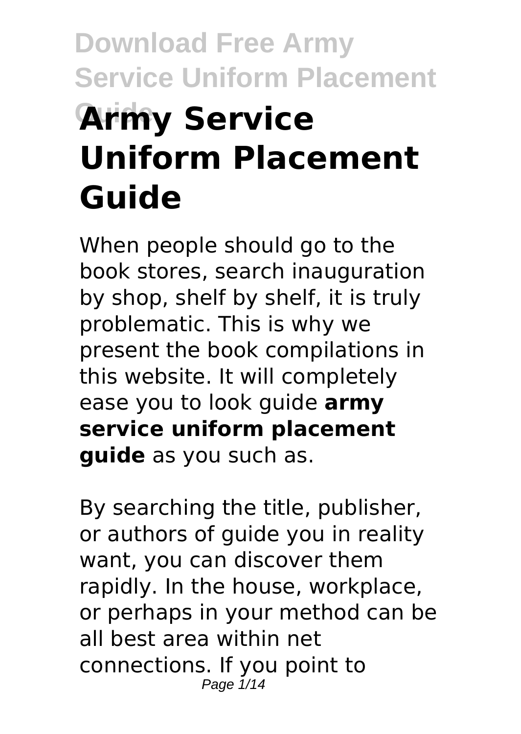# Army Service Uniform Placement Guide

When people should go to the book stores, search inauguration by shop, shelf by shelf, it is truly problematic. This is why we present the book compilations in this website. It will completely ease you to look guide **army service uniform placement guide** as you such as.

By searching the title, publisher, or authors of guide you in reality want, you can discover them rapidly. In the house, workplace, or perhaps in your method can be all best area within net connections. If you point to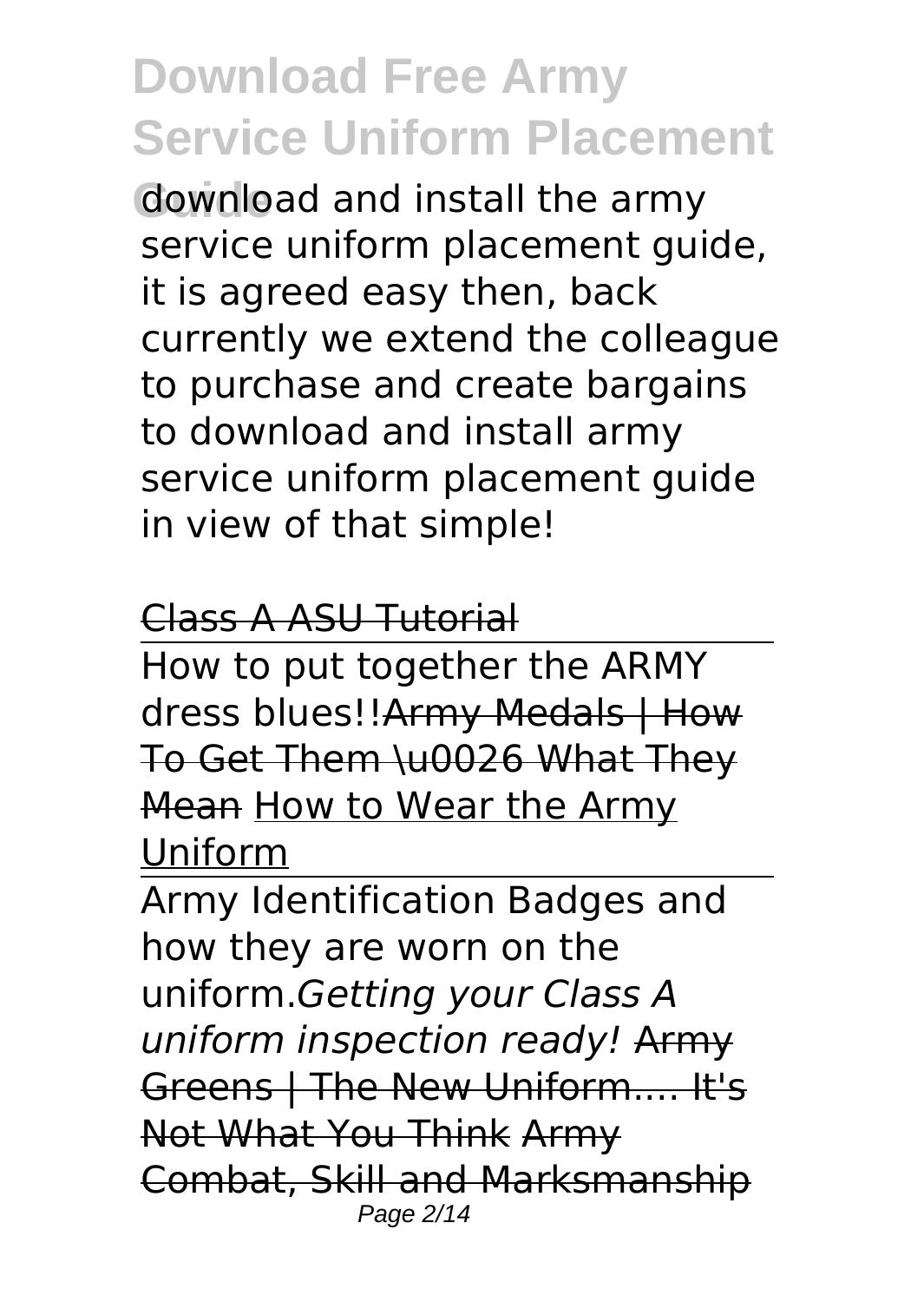download and install the army service uniform placement guide, it is agreed easy then, back currently we extend the colleague to purchase and create bargains to download and install army service uniform placement guide in view of that simple!

~~Class A ASU Tutorial~~

How to put together the ARMY dress blues!!~~Army Medals | How To Get Them \u0026 What They Mean~~ How to Wear the Army Uniform

Army Identification Badges and how they are worn on the uniform.*Getting your Class A uniform inspection ready!* ~~Army Greens | The New Uniform.... It's Not What You Think~~ ~~Army Combat, Skill and Marksmanship~~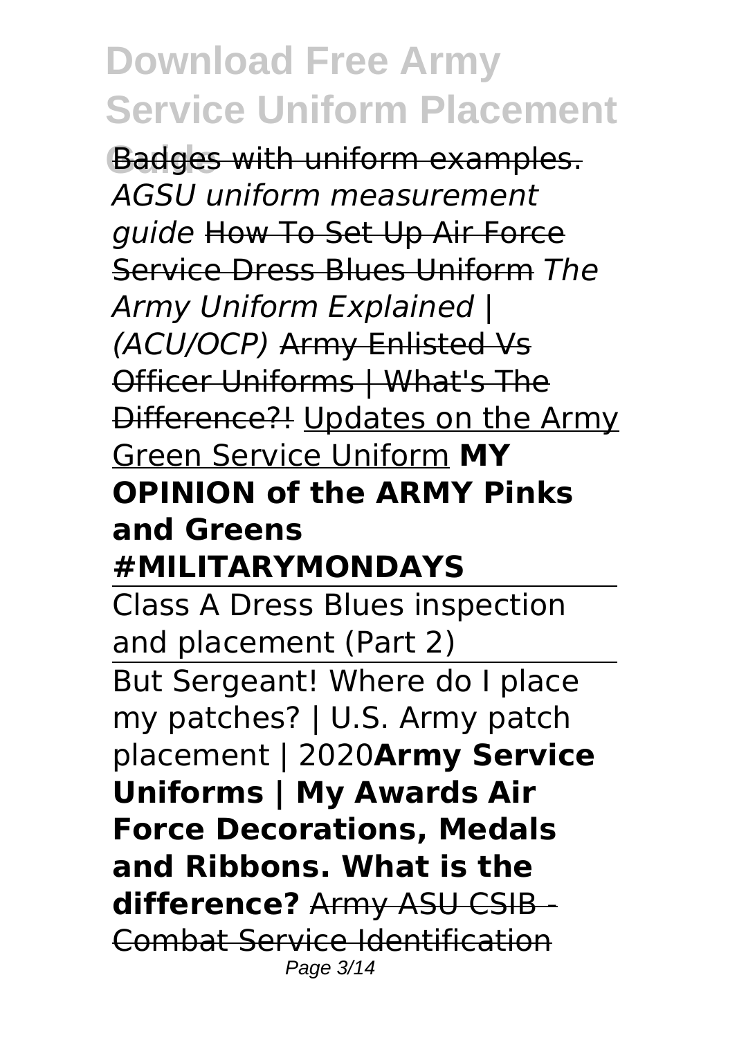Badges with uniform examples. *AGSU uniform measurement guide* ~~How To Set Up Air Force Service Dress Blues Uniform~~ *The Army Uniform Explained | (ACU/OCP)* ~~Army Enlisted Vs Officer Uniforms | What's The Difference?!~~ Updates on the Army Green Service Uniform **MY OPINION of the ARMY Pinks and Greens #MILITARYMONDAYS**

Class A Dress Blues inspection and placement (Part 2)

But Sergeant! Where do I place my patches? | U.S. Army patch placement | 2020**Army Service Uniforms | My Awards Air Force Decorations, Medals and Ribbons. What is the difference?** ~~Army ASU CSIB - Combat Service Identification~~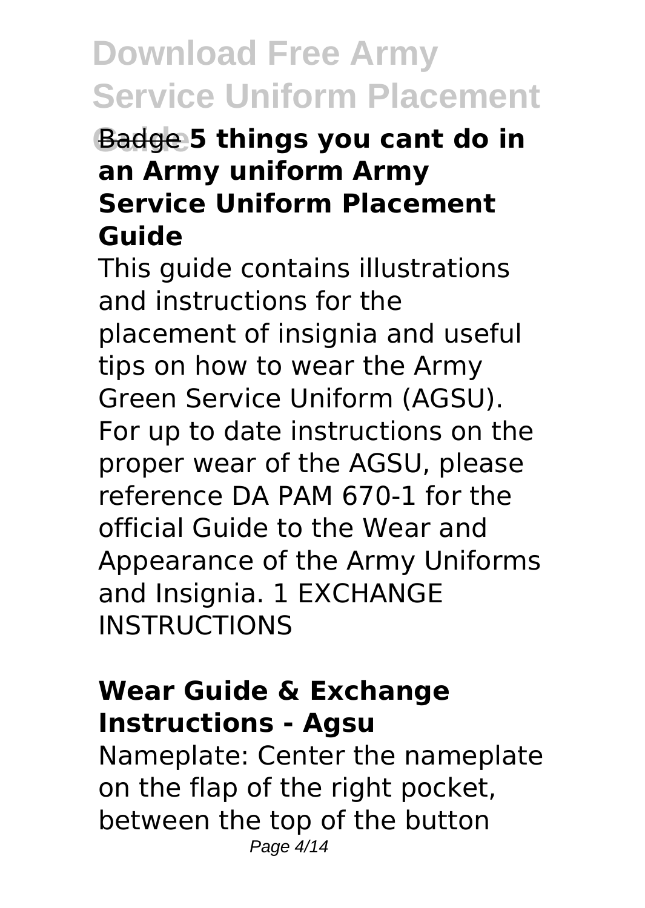Badge **5 things you cant do in an Army uniform Army Service Uniform Placement Guide**

This guide contains illustrations and instructions for the placement of insignia and useful tips on how to wear the Army Green Service Uniform (AGSU). For up to date instructions on the proper wear of the AGSU, please reference DA PAM 670-1 for the official Guide to the Wear and Appearance of the Army Uniforms and Insignia. 1 EXCHANGE INSTRUCTIONS

**Wear Guide & Exchange Instructions - Agsu**

Nameplate: Center the nameplate on the flap of the right pocket, between the top of the button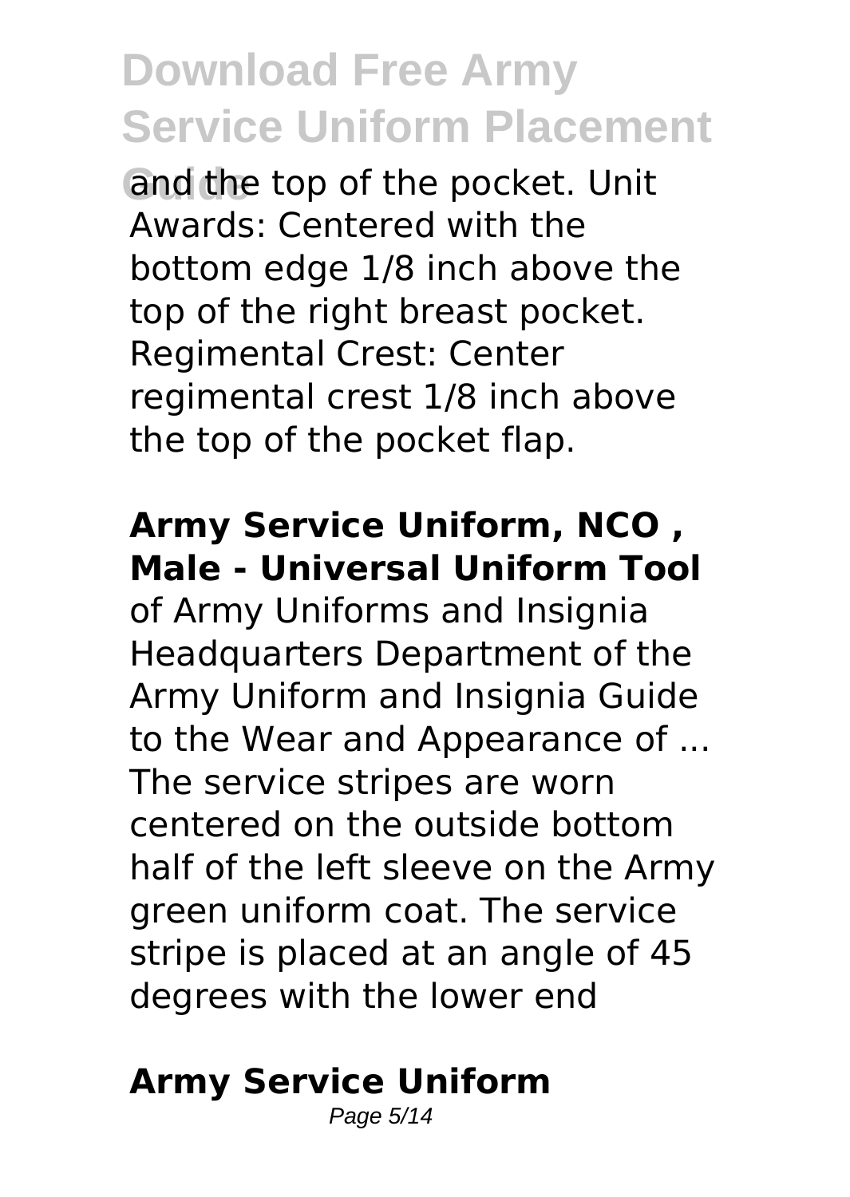and the top of the pocket. Unit Awards: Centered with the bottom edge 1/8 inch above the top of the right breast pocket. Regimental Crest: Center regimental crest 1/8 inch above the top of the pocket flap.

### Army Service Uniform, NCO , Male - Universal Uniform Tool

of Army Uniforms and Insignia Headquarters Department of the Army Uniform and Insignia Guide to the Wear and Appearance of ... The service stripes are worn centered on the outside bottom half of the left sleeve on the Army green uniform coat. The service stripe is placed at an angle of 45 degrees with the lower end

### Army Service Uniform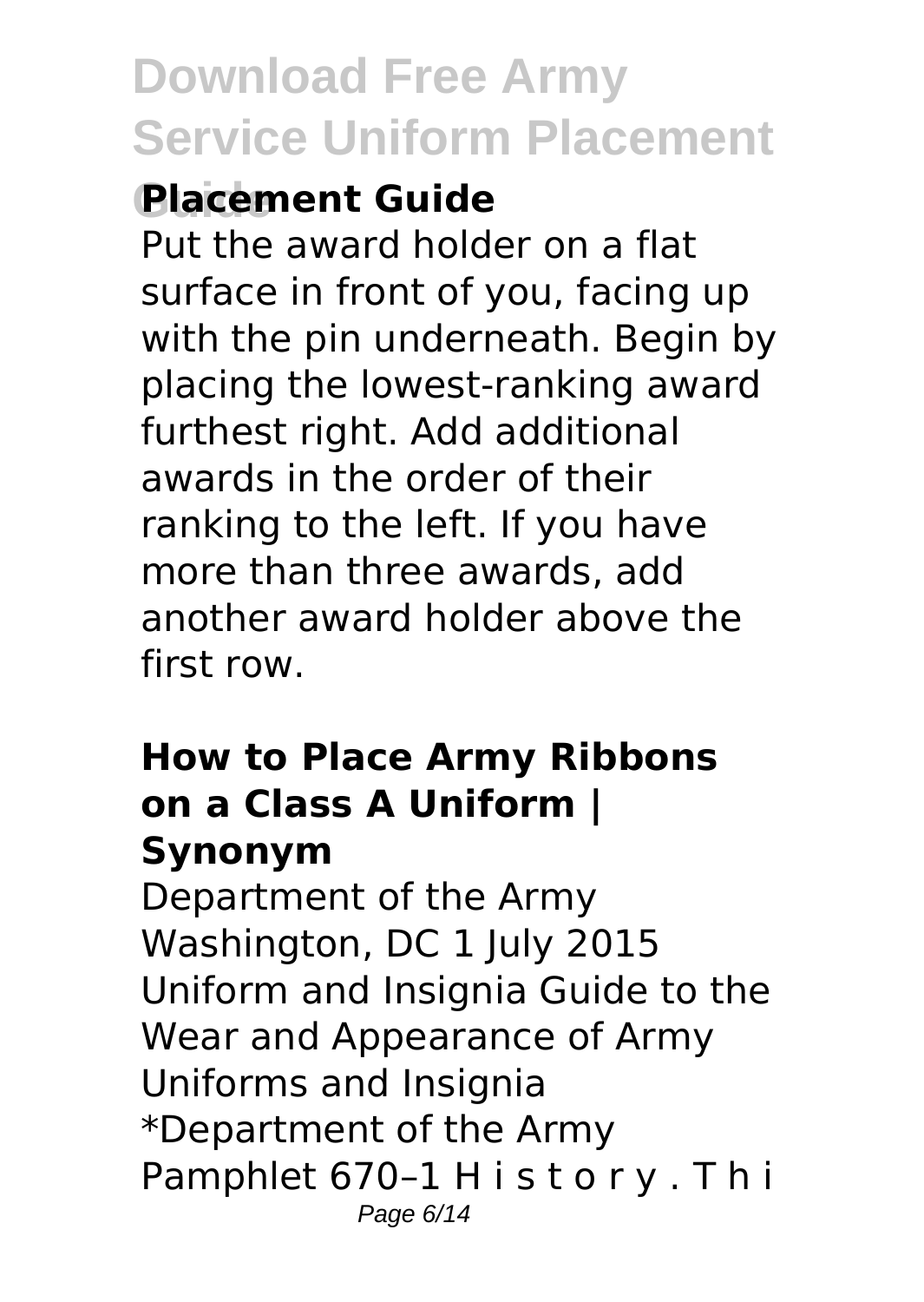## Placement Guide

Put the award holder on a flat surface in front of you, facing up with the pin underneath. Begin by placing the lowest-ranking award furthest right. Add additional awards in the order of their ranking to the left. If you have more than three awards, add another award holder above the first row.

### How to Place Army Ribbons on a Class A Uniform | Synonym

Department of the Army Washington, DC 1 July 2015 Uniform and Insignia Guide to the Wear and Appearance of Army Uniforms and Insignia *Department of the Army Pamphlet 670–1 H i s t o r y . T h i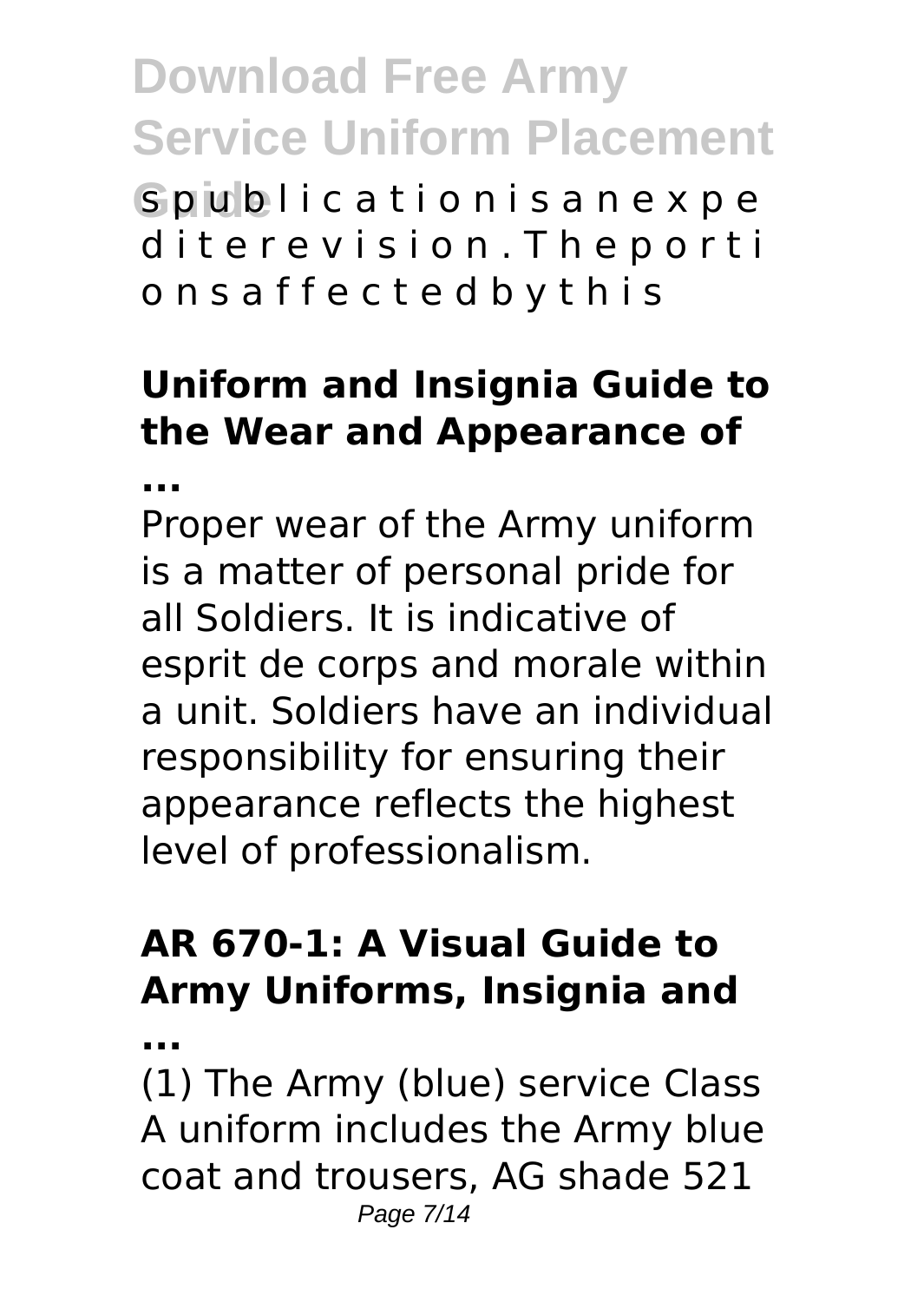s p u b l i c a t i o n i s a n e x p e d i t e r e v i s i o n . T h e p o r t i o n s a f f e c t e d b y t h i s

**Uniform and Insignia Guide to the Wear and Appearance of ...**

Proper wear of the Army uniform is a matter of personal pride for all Soldiers. It is indicative of esprit de corps and morale within a unit. Soldiers have an individual responsibility for ensuring their appearance reflects the highest level of professionalism.

**AR 670-1: A Visual Guide to Army Uniforms, Insignia and ...**

(1) The Army (blue) service Class A uniform includes the Army blue coat and trousers, AG shade 521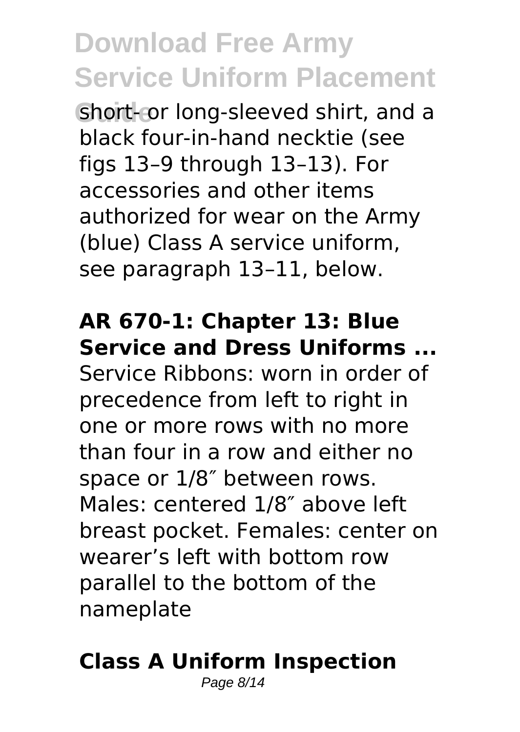short- or long-sleeved shirt, and a black four-in-hand necktie (see figs 13–9 through 13–13). For accessories and other items authorized for wear on the Army (blue) Class A service uniform, see paragraph 13–11, below.

**AR 670-1: Chapter 13: Blue Service and Dress Uniforms ...**

Service Ribbons: worn in order of precedence from left to right in one or more rows with no more than four in a row and either no space or 1/8″ between rows. Males: centered 1/8″ above left breast pocket. Females: center on wearer's left with bottom row parallel to the bottom of the nameplate

**Class A Uniform Inspection**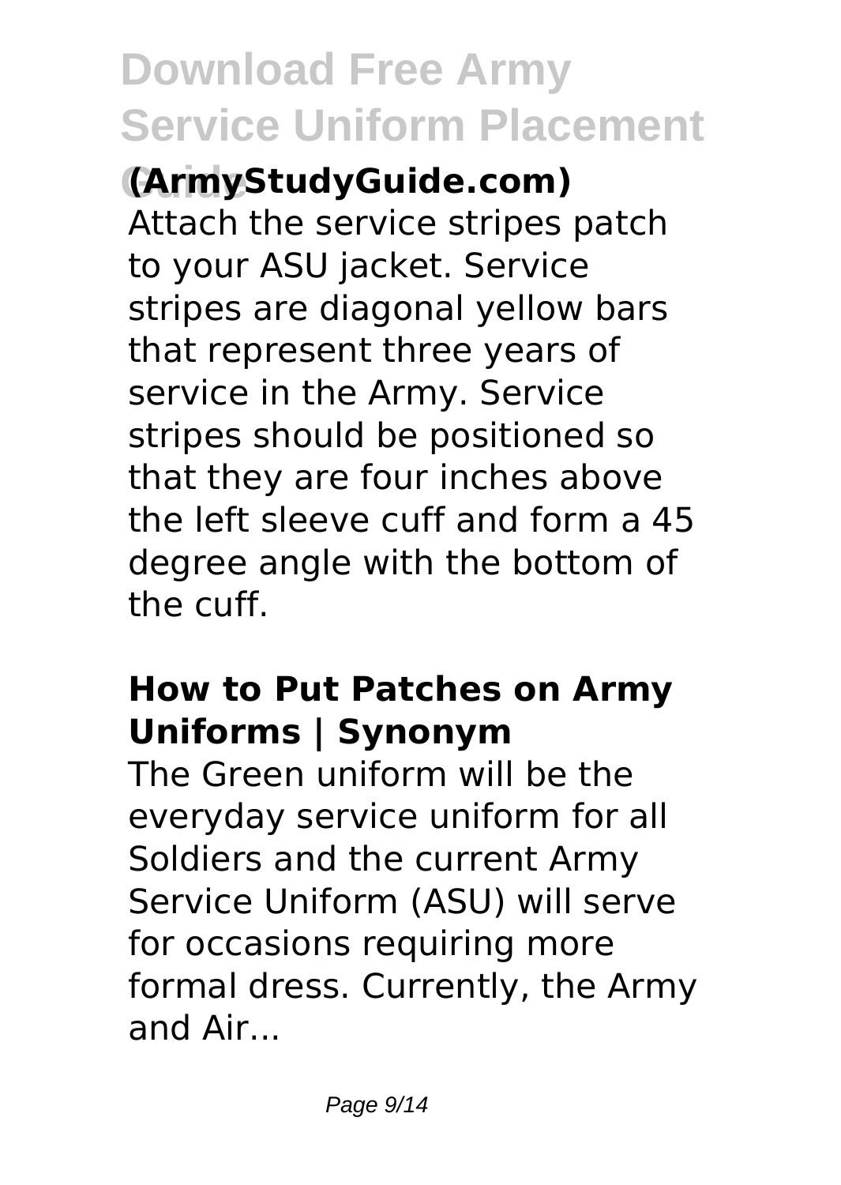**(ArmyStudyGuide.com)**

Attach the service stripes patch to your ASU jacket. Service stripes are diagonal yellow bars that represent three years of service in the Army. Service stripes should be positioned so that they are four inches above the left sleeve cuff and form a 45 degree angle with the bottom of the cuff.

## How to Put Patches on Army Uniforms | Synonym

The Green uniform will be the everyday service uniform for all Soldiers and the current Army Service Uniform (ASU) will serve for occasions requiring more formal dress. Currently, the Army and Air...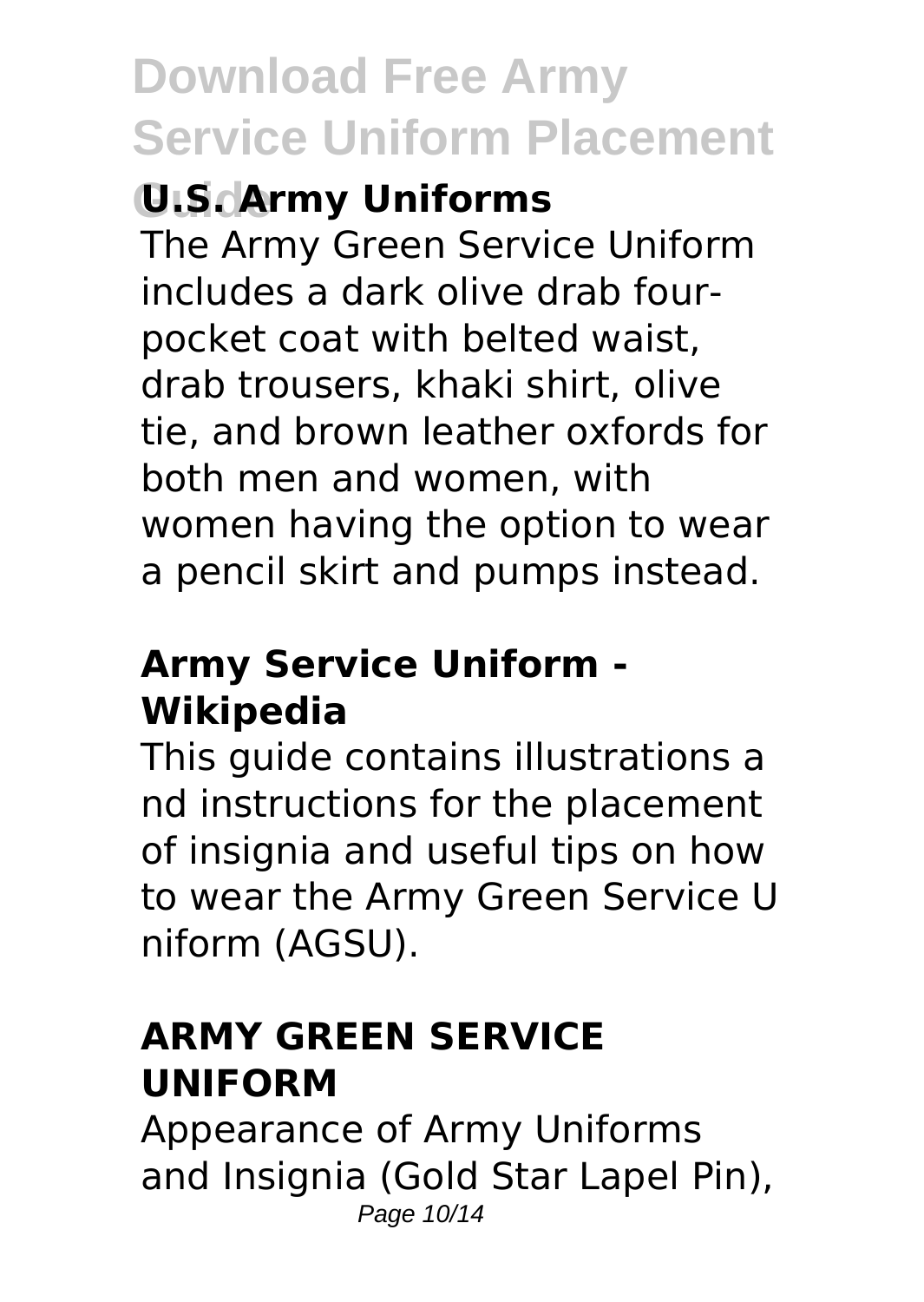**U.S. Army Uniforms**

The Army Green Service Uniform includes a dark olive drab four-pocket coat with belted waist, drab trousers, khaki shirt, olive tie, and brown leather oxfords for both men and women, with women having the option to wear a pencil skirt and pumps instead.

### Army Service Uniform - Wikipedia

This guide contains illustrations a nd instructions for the placement of insignia and useful tips on how to wear the Army Green Service U niform (AGSU).

### ARMY GREEN SERVICE UNIFORM

Appearance of Army Uniforms and Insignia (Gold Star Lapel Pin),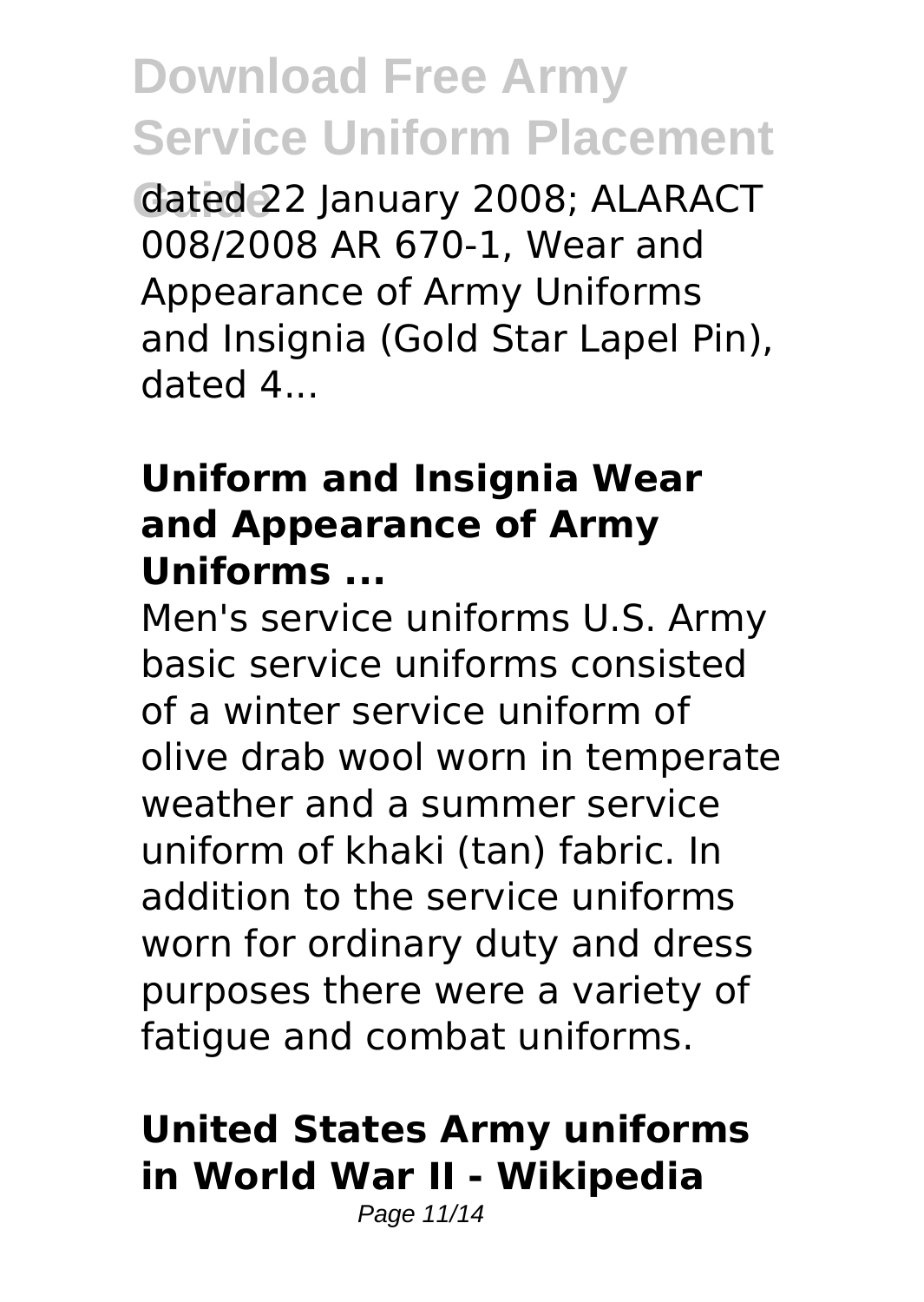dated 22 January 2008; ALARACT 008/2008 AR 670-1, Wear and Appearance of Army Uniforms and Insignia (Gold Star Lapel Pin), dated 4...

### Uniform and Insignia Wear and Appearance of Army Uniforms ...

Men's service uniforms U.S. Army basic service uniforms consisted of a winter service uniform of olive drab wool worn in temperate weather and a summer service uniform of khaki (tan) fabric. In addition to the service uniforms worn for ordinary duty and dress purposes there were a variety of fatigue and combat uniforms.

### United States Army uniforms in World War II - Wikipedia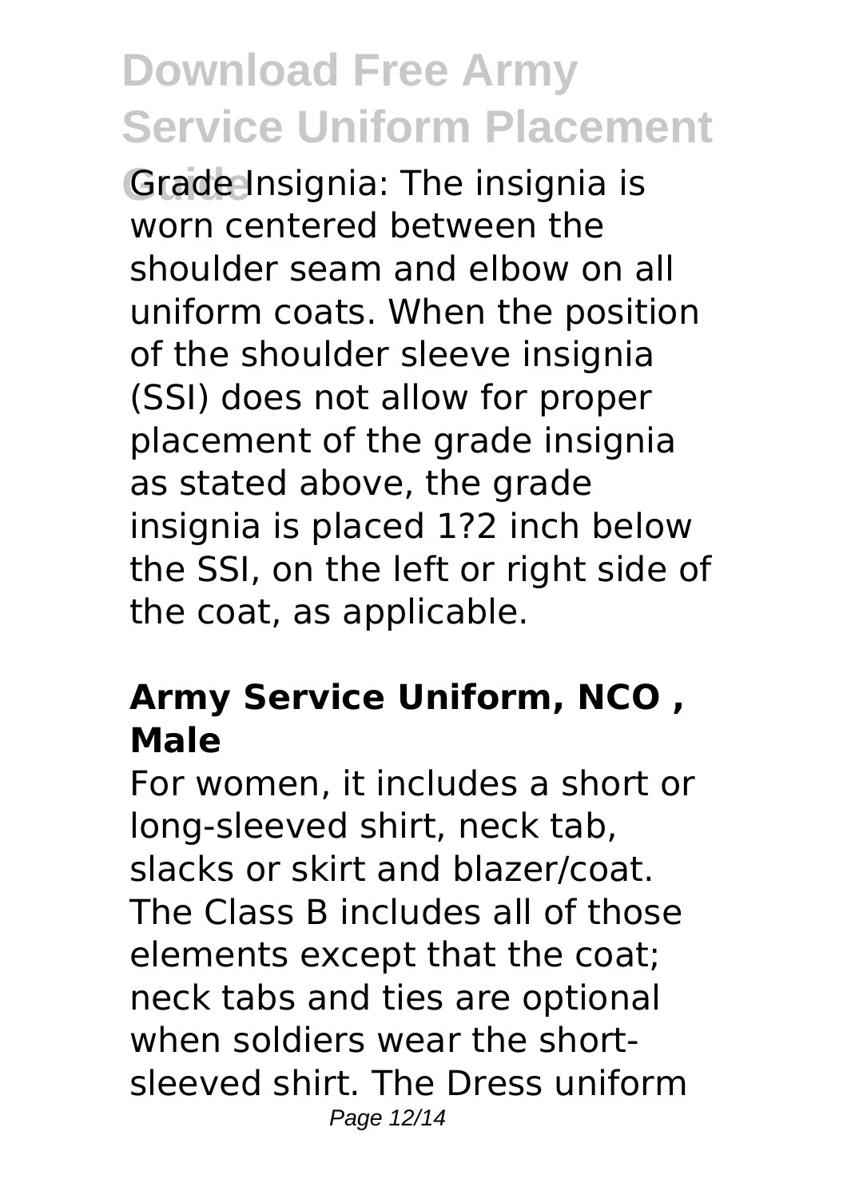Grade Insignia: The insignia is worn centered between the shoulder seam and elbow on all uniform coats. When the position of the shoulder sleeve insignia (SSI) does not allow for proper placement of the grade insignia as stated above, the grade insignia is placed 1?2 inch below the SSI, on the left or right side of the coat, as applicable.

### Army Service Uniform, NCO , Male

For women, it includes a short or long-sleeved shirt, neck tab, slacks or skirt and blazer/coat. The Class B includes all of those elements except that the coat; neck tabs and ties are optional when soldiers wear the short-sleeved shirt. The Dress uniform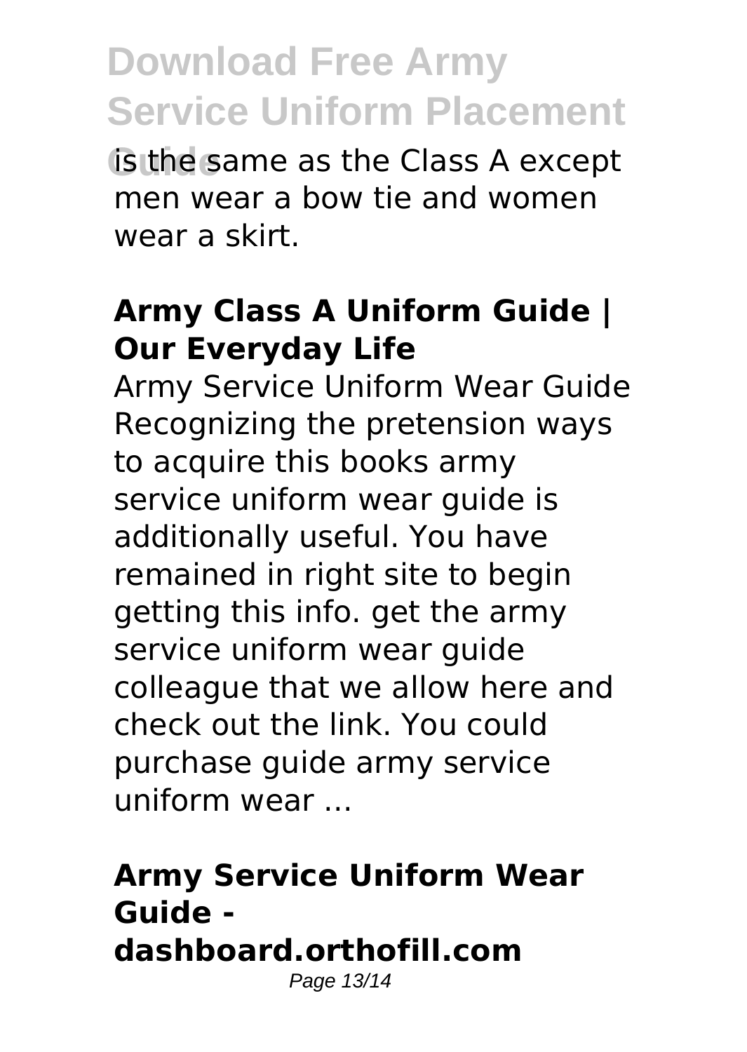is the same as the Class A except men wear a bow tie and women wear a skirt.

## Army Class A Uniform Guide | Our Everyday Life

Army Service Uniform Wear Guide Recognizing the pretension ways to acquire this books army service uniform wear guide is additionally useful. You have remained in right site to begin getting this info. get the army service uniform wear guide colleague that we allow here and check out the link. You could purchase guide army service uniform wear ...

## Army Service Uniform Wear Guide - dashboard.orthofill.com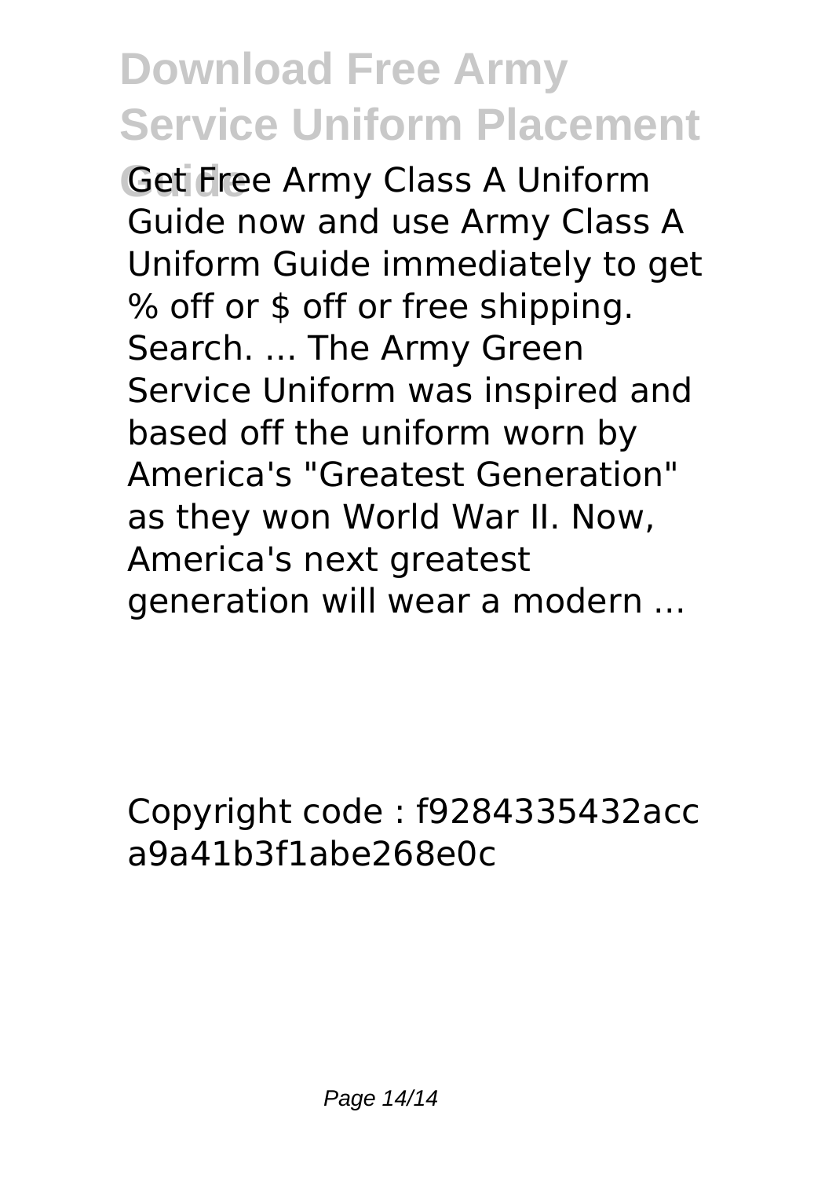Get Free Army Class A Uniform Guide now and use Army Class A Uniform Guide immediately to get % off or $ off or free shipping. Search. ... The Army Green Service Uniform was inspired and based off the uniform worn by America's "Greatest Generation" as they won World War II. Now, America's next greatest generation will wear a modern ...

Copyright code : f9284335432acca9a41b3f1abe268e0c